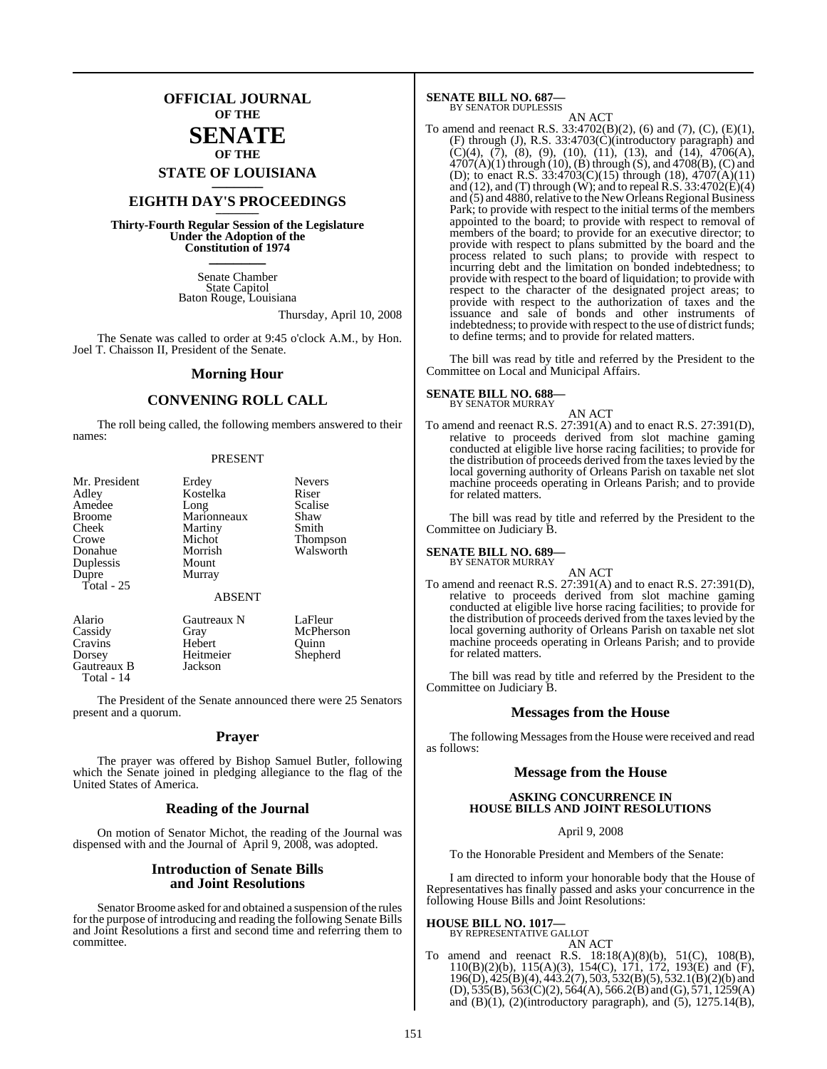# OFFICIAL JOURNAL OF THE SENATE OF THE STATE OF LOUISIANA

## EIGHTH DAY'S PROCEEDINGS

**Thirty-Fourth Regular Session of the Legislature Under the Adoption of the Constitution of 1974**

Senate Chamber
State Capitol
Baton Rouge, Louisiana

Thursday, April 10, 2008

The Senate was called to order at 9:45 o'clock A.M., by Hon. Joel T. Chaisson II, President of the Senate.

## Morning Hour

## CONVENING ROLL CALL

The roll being called, the following members answered to their names:

PRESENT

| | | |
|---|---|---|
| Mr. President | Erdey | Nevers |
| Adley | Kostelka | Riser |
| Amedee | Long | Scalise |
| Broome | Marionneaux | Shaw |
| Cheek | Martiny | Smith |
| Crowe | Michot | Thompson |
| Donahue | Morrish | Walsworth |
| Duplessis | Mount | |
| Dupre | Murray | |

Total - 25

ABSENT

| | | |
|---|---|---|
| Alario | Gautreaux N | LaFleur |
| Cassidy | Gray | McPherson |
| Cravins | Hebert | Quinn |
| Dorsey | Heitmeier | Shepherd |
| Gautreaux B | Jackson | |

Total - 14

The President of the Senate announced there were 25 Senators present and a quorum.

## Prayer

The prayer was offered by Bishop Samuel Butler, following which the Senate joined in pledging allegiance to the flag of the United States of America.

## Reading of the Journal

On motion of Senator Michot, the reading of the Journal was dispensed with and the Journal of April 9, 2008, was adopted.

## Introduction of Senate Bills and Joint Resolutions

Senator Broome asked for and obtained a suspension of the rules for the purpose of introducing and reading the following Senate Bills and Joint Resolutions a first and second time and referring them to committee.

**SENATE BILL NO. 687—**
BY SENATOR DUPLESSIS

AN ACT

To amend and reenact R.S. 33:4702(B)(2), (6) and (7), (C), (E)(1), (F) through (J), R.S. 33:4703(C)(introductory paragraph) and (C)(4), (7), (8), (9), (10), (11), (13), and (14), 4706(A), 4707(A)(1) through (10), (B) through (S), and 4708(B), (C) and (D); to enact R.S. 33:4703(C)(15) through (18), 4707(A)(11) and (12), and (T) through (W); and to repeal R.S. 33:4702(E)(4) and (5) and 4880, relative to the New Orleans Regional Business Park; to provide with respect to the initial terms of the members appointed to the board; to provide with respect to removal of members of the board; to provide for an executive director; to provide with respect to plans submitted by the board and the process related to such plans; to provide with respect to incurring debt and the limitation on bonded indebtedness; to provide with respect to the board of liquidation; to provide with respect to the character of the designated project areas; to provide with respect to the authorization of taxes and the issuance and sale of bonds and other instruments of indebtedness; to provide with respect to the use of district funds; to define terms; and to provide for related matters.

The bill was read by title and referred by the President to the Committee on Local and Municipal Affairs.

**SENATE BILL NO. 688—**
BY SENATOR MURRAY

AN ACT

To amend and reenact R.S. 27:391(A) and to enact R.S. 27:391(D), relative to proceeds derived from slot machine gaming conducted at eligible live horse racing facilities; to provide for the distribution of proceeds derived from the taxes levied by the local governing authority of Orleans Parish on taxable net slot machine proceeds operating in Orleans Parish; and to provide for related matters.

The bill was read by title and referred by the President to the Committee on Judiciary B.

**SENATE BILL NO. 689—**
BY SENATOR MURRAY

AN ACT

To amend and reenact R.S. 27:391(A) and to enact R.S. 27:391(D), relative to proceeds derived from slot machine gaming conducted at eligible live horse racing facilities; to provide for the distribution of proceeds derived from the taxes levied by the local governing authority of Orleans Parish on taxable net slot machine proceeds operating in Orleans Parish; and to provide for related matters.

The bill was read by title and referred by the President to the Committee on Judiciary B.

## Messages from the House

The following Messages from the House were received and read as follows:

## Message from the House

**ASKING CONCURRENCE IN HOUSE BILLS AND JOINT RESOLUTIONS**

April 9, 2008

To the Honorable President and Members of the Senate:

I am directed to inform your honorable body that the House of Representatives has finally passed and asks your concurrence in the following House Bills and Joint Resolutions:

**HOUSE BILL NO. 1017—**
BY REPRESENTATIVE GALLOT

AN ACT

To amend and reenact R.S. 18:18(A)(8)(b), 51(C), 108(B), 110(B)(2)(b), 115(A)(3), 154(C), 171, 172, 193(E) and (F), 196(D), 425(B)(4), 443.2(7), 503, 532(B)(5), 532.1(B)(2)(b) and (D), 535(B), 563(C)(2), 564(A), 566.2(B) and (G), 571, 1259(A) and (B)(1), (2)(introductory paragraph), and (5), 1275.14(B),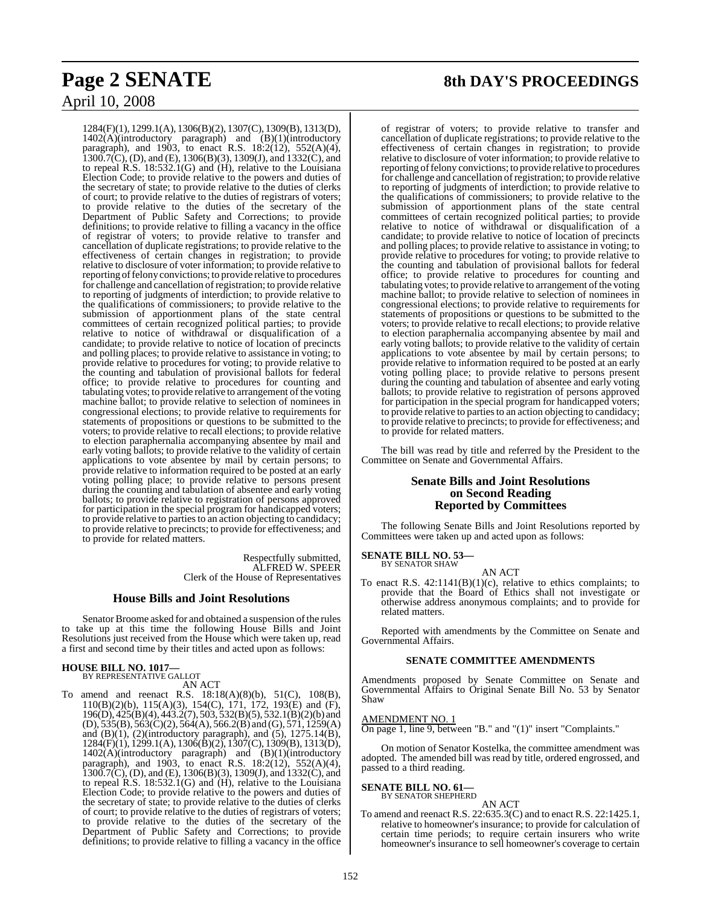1284(F)(1), 1299.1(A), 1306(B)(2), 1307(C), 1309(B), 1313(D), 1402(A)(introductory paragraph) and (B)(1)(introductory paragraph), and 1903, to enact R.S. 18:2(12), 552(A)(4), 1300.7(C), (D), and (E), 1306(B)(3), 1309(J), and 1332(C), and to repeal R.S. 18:532.1(G) and (H), relative to the Louisiana Election Code; to provide relative to the powers and duties of the secretary of state; to provide relative to the duties of clerks of court; to provide relative to the duties of registrars of voters; to provide relative to the duties of the secretary of the Department of Public Safety and Corrections; to provide definitions; to provide relative to filling a vacancy in the office of registrar of voters; to provide relative to transfer and cancellation of duplicate registrations; to provide relative to the effectiveness of certain changes in registration; to provide relative to disclosure of voter information; to provide relative to reporting of felony convictions; to provide relative to procedures for challenge and cancellation of registration; to provide relative to reporting of judgments of interdiction; to provide relative to the qualifications of commissioners; to provide relative to the submission of apportionment plans of the state central committees of certain recognized political parties; to provide relative to notice of withdrawal or disqualification of a candidate; to provide relative to notice of location of precincts and polling places; to provide relative to assistance in voting; to provide relative to procedures for voting; to provide relative to the counting and tabulation of provisional ballots for federal office; to provide relative to procedures for counting and tabulating votes; to provide relative to arrangement of the voting machine ballot; to provide relative to selection of nominees in congressional elections; to provide relative to requirements for statements of propositions or questions to be submitted to the voters; to provide relative to recall elections; to provide relative to election paraphernalia accompanying absentee by mail and early voting ballots; to provide relative to the validity of certain applications to vote absentee by mail by certain persons; to provide relative to information required to be posted at an early voting polling place; to provide relative to persons present during the counting and tabulation of absentee and early voting ballots; to provide relative to registration of persons approved for participation in the special program for handicapped voters; to provide relative to parties to an action objecting to candidacy; to provide relative to precincts; to provide for effectiveness; and to provide for related matters.

Respectfully submitted,
ALFRED W. SPEER
Clerk of the House of Representatives

## House Bills and Joint Resolutions

Senator Broome asked for and obtained a suspension of the rules to take up at this time the following House Bills and Joint Resolutions just received from the House which were taken up, read a first and second time by their titles and acted upon as follows:

**HOUSE BILL NO. 1017—**
BY REPRESENTATIVE GALLOT

AN ACT

To amend and reenact R.S. 18:18(A)(8)(b), 51(C), 108(B), 110(B)(2)(b), 115(A)(3), 154(C), 171, 172, 193(E) and (F), 196(D), 425(B)(4), 443.2(7), 503, 532(B)(5), 532.1(B)(2)(b) and (D), 535(B), 563(C)(2), 564(A), 566.2(B) and (G), 571, 1259(A) and (B)(1), (2)(introductory paragraph), and (5), 1275.14(B), 1284(F)(1), 1299.1(A), 1306(B)(2), 1307(C), 1309(B), 1313(D), 1402(A)(introductory paragraph) and (B)(1)(introductory paragraph), and 1903, to enact R.S. 18:2(12), 552(A)(4), 1300.7(C), (D), and (E), 1306(B)(3), 1309(J), and 1332(C), and to repeal R.S. 18:532.1(G) and (H), relative to the Louisiana Election Code; to provide relative to the powers and duties of the secretary of state; to provide relative to the duties of clerks of court; to provide relative to the duties of registrars of voters; to provide relative to the duties of the secretary of the Department of Public Safety and Corrections; to provide definitions; to provide relative to filling a vacancy in the office of registrar of voters; to provide relative to transfer and cancellation of duplicate registrations; to provide relative to the effectiveness of certain changes in registration; to provide relative to disclosure of voter information; to provide relative to reporting of felony convictions; to provide relative to procedures for challenge and cancellation of registration; to provide relative to reporting of judgments of interdiction; to provide relative to the qualifications of commissioners; to provide relative to the submission of apportionment plans of the state central committees of certain recognized political parties; to provide relative to notice of withdrawal or disqualification of a candidate; to provide relative to notice of location of precincts and polling places; to provide relative to assistance in voting; to provide relative to procedures for voting; to provide relative to the counting and tabulation of provisional ballots for federal office; to provide relative to procedures for counting and tabulating votes; to provide relative to arrangement of the voting machine ballot; to provide relative to selection of nominees in congressional elections; to provide relative to requirements for statements of propositions or questions to be submitted to the voters; to provide relative to recall elections; to provide relative to election paraphernalia accompanying absentee by mail and early voting ballots; to provide relative to the validity of certain applications to vote absentee by mail by certain persons; to provide relative to information required to be posted at an early voting polling place; to provide relative to persons present during the counting and tabulation of absentee and early voting ballots; to provide relative to registration of persons approved for participation in the special program for handicapped voters; to provide relative to parties to an action objecting to candidacy; to provide relative to precincts; to provide for effectiveness; and to provide for related matters.

The bill was read by title and referred by the President to the Committee on Senate and Governmental Affairs.

## Senate Bills and Joint Resolutions on Second Reading Reported by Committees

The following Senate Bills and Joint Resolutions reported by Committees were taken up and acted upon as follows:

**SENATE BILL NO. 53—**
BY SENATOR SHAW

AN ACT

To enact R.S. 42:1141(B)(1)(c), relative to ethics complaints; to provide that the Board of Ethics shall not investigate or otherwise address anonymous complaints; and to provide for related matters.

Reported with amendments by the Committee on Senate and Governmental Affairs.

### SENATE COMMITTEE AMENDMENTS

Amendments proposed by Senate Committee on Senate and Governmental Affairs to Original Senate Bill No. 53 by Senator Shaw

AMENDMENT NO. 1
On page 1, line 9, between "B." and "(1)" insert "Complaints."

On motion of Senator Kostelka, the committee amendment was adopted. The amended bill was read by title, ordered engrossed, and passed to a third reading.

**SENATE BILL NO. 61—**
BY SENATOR SHEPHERD

AN ACT

To amend and reenact R.S. 22:635.3(C) and to enact R.S. 22:1425.1, relative to homeowner's insurance; to provide for calculation of certain time periods; to require certain insurers who write homeowner's insurance to sell homeowner's coverage to certain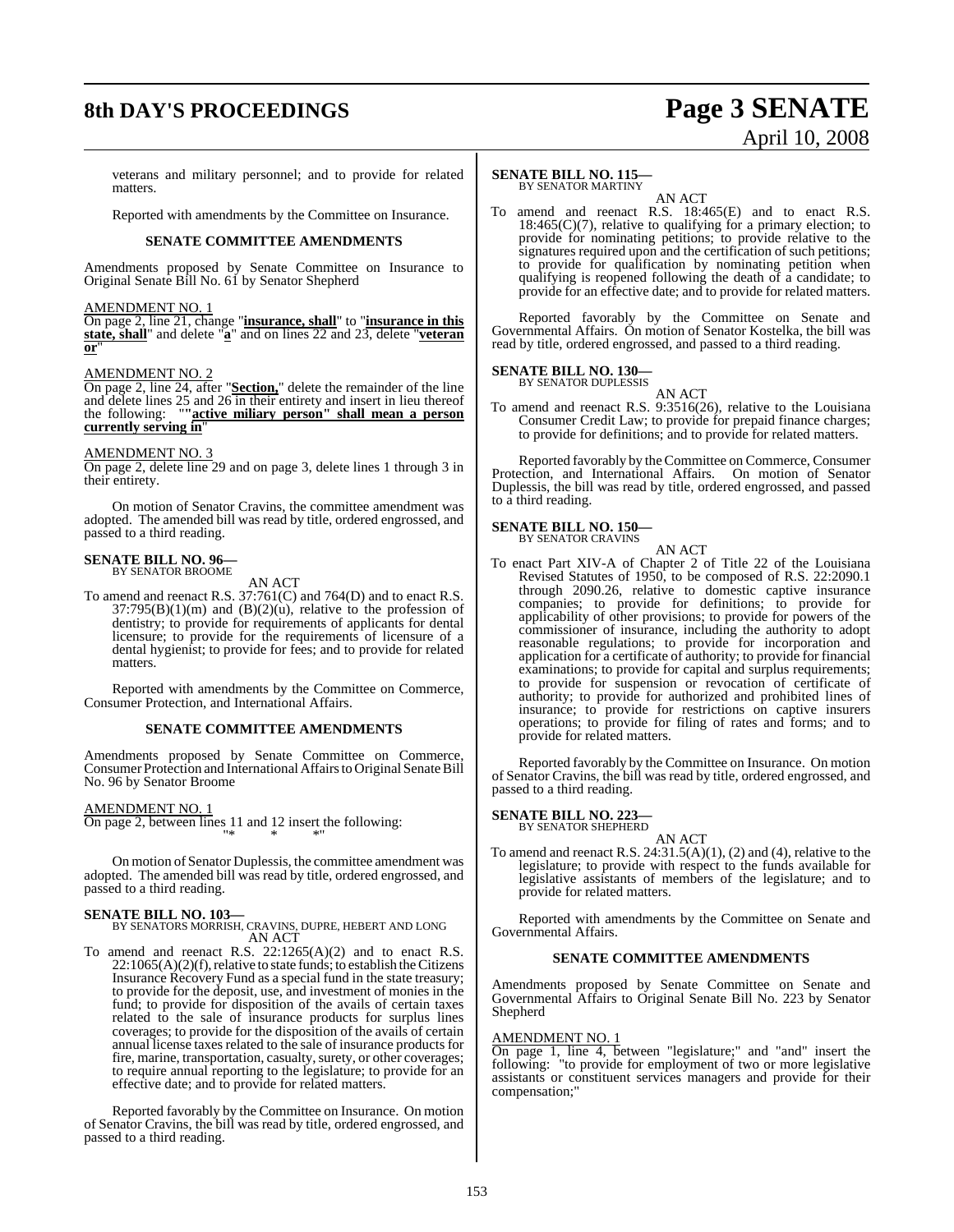veterans and military personnel; and to provide for related matters.

Reported with amendments by the Committee on Insurance.

**SENATE COMMITTEE AMENDMENTS**

Amendments proposed by Senate Committee on Insurance to Original Senate Bill No. 61 by Senator Shepherd

AMENDMENT NO. 1

On page 2, line 21, change "**insurance, shall**" to "**insurance in this state, shall**" and delete "**a**" and on lines 22 and 23, delete "**veteran or**"

AMENDMENT NO. 2

On page 2, line 24, after "**Section,**" delete the remainder of the line and delete lines 25 and 26 in their entirety and insert in lieu thereof the following: ""**active miliary person" shall mean a person currently serving in**"

AMENDMENT NO. 3

On page 2, delete line 29 and on page 3, delete lines 1 through 3 in their entirety.

On motion of Senator Cravins, the committee amendment was adopted. The amended bill was read by title, ordered engrossed, and passed to a third reading.

**SENATE BILL NO. 96—**
BY SENATOR BROOME

AN ACT

To amend and reenact R.S. 37:761(C) and 764(D) and to enact R.S. 37:795(B)(1)(m) and (B)(2)(u), relative to the profession of dentistry; to provide for requirements of applicants for dental licensure; to provide for the requirements of licensure of a dental hygienist; to provide for fees; and to provide for related matters.

Reported with amendments by the Committee on Commerce, Consumer Protection, and International Affairs.

**SENATE COMMITTEE AMENDMENTS**

Amendments proposed by Senate Committee on Commerce, Consumer Protection and International Affairs to Original Senate Bill No. 96 by Senator Broome

AMENDMENT NO. 1

On page 2, between lines 11 and 12 insert the following:

"* * *"

On motion of Senator Duplessis, the committee amendment was adopted. The amended bill was read by title, ordered engrossed, and passed to a third reading.

**SENATE BILL NO. 103—**
BY SENATORS MORRISH, CRAVINS, DUPRE, HEBERT AND LONG

AN ACT

To amend and reenact R.S. 22:1265(A)(2) and to enact R.S. 22:1065(A)(2)(f), relative to state funds; to establish the Citizens Insurance Recovery Fund as a special fund in the state treasury; to provide for the deposit, use, and investment of monies in the fund; to provide for disposition of the avails of certain taxes related to the sale of insurance products for surplus lines coverages; to provide for the disposition of the avails of certain annual license taxes related to the sale of insurance products for fire, marine, transportation, casualty, surety, or other coverages; to require annual reporting to the legislature; to provide for an effective date; and to provide for related matters.

Reported favorably by the Committee on Insurance. On motion of Senator Cravins, the bill was read by title, ordered engrossed, and passed to a third reading.

**SENATE BILL NO. 115—**
BY SENATOR MARTINY

AN ACT

To amend and reenact R.S. 18:465(E) and to enact R.S. 18:465(C)(7), relative to qualifying for a primary election; to provide for nominating petitions; to provide relative to the signatures required upon and the certification of such petitions; to provide for qualification by nominating petition when qualifying is reopened following the death of a candidate; to provide for an effective date; and to provide for related matters.

Reported favorably by the Committee on Senate and Governmental Affairs. On motion of Senator Kostelka, the bill was read by title, ordered engrossed, and passed to a third reading.

**SENATE BILL NO. 130—**
BY SENATOR DUPLESSIS

AN ACT

To amend and reenact R.S. 9:3516(26), relative to the Louisiana Consumer Credit Law; to provide for prepaid finance charges; to provide for definitions; and to provide for related matters.

Reported favorably by the Committee on Commerce, Consumer Protection, and International Affairs. On motion of Senator Duplessis, the bill was read by title, ordered engrossed, and passed to a third reading.

**SENATE BILL NO. 150—**
BY SENATOR CRAVINS

AN ACT

To enact Part XIV-A of Chapter 2 of Title 22 of the Louisiana Revised Statutes of 1950, to be composed of R.S. 22:2090.1 through 2090.26, relative to domestic captive insurance companies; to provide for definitions; to provide for applicability of other provisions; to provide for powers of the commissioner of insurance, including the authority to adopt reasonable regulations; to provide for incorporation and application for a certificate of authority; to provide for financial examinations; to provide for capital and surplus requirements; to provide for suspension or revocation of certificate of authority; to provide for authorized and prohibited lines of insurance; to provide for restrictions on captive insurers operations; to provide for filing of rates and forms; and to provide for related matters.

Reported favorably by the Committee on Insurance. On motion of Senator Cravins, the bill was read by title, ordered engrossed, and passed to a third reading.

**SENATE BILL NO. 223—**
BY SENATOR SHEPHERD

AN ACT

To amend and reenact R.S. 24:31.5(A)(1), (2) and (4), relative to the legislature; to provide with respect to the funds available for legislative assistants of members of the legislature; and to provide for related matters.

Reported with amendments by the Committee on Senate and Governmental Affairs.

**SENATE COMMITTEE AMENDMENTS**

Amendments proposed by Senate Committee on Senate and Governmental Affairs to Original Senate Bill No. 223 by Senator Shepherd

AMENDMENT NO. 1

On page 1, line 4, between "legislature;" and "and" insert the following: "to provide for employment of two or more legislative assistants or constituent services managers and provide for their compensation;"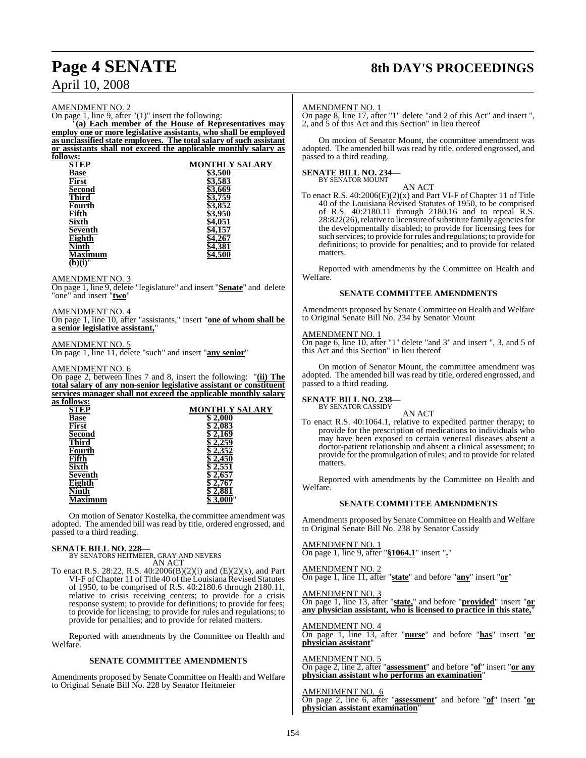AMENDMENT NO. 2

On page 1, line 9, after "(1)" insert the following:

"**(a) Each member of the House of Representatives may employ one or more legislative assistants, who shall be employed as unclassified state employees. The total salary of such assistant or assistants shall not exceed the applicable monthly salary as follows:**

| **STEP** | **MONTHLY SALARY** |
|---|---|
| **Base** | **$3,500** |
| **First** | **$3,583** |
| **Second** | **$3,669** |
| **Third** | **$3,759** |
| **Fourth** | **$3,852** |
| **Fifth** | **$3,950** |
| **Sixth** | **$4,051** |
| **Seventh** | **$4,157** |
| **Eighth** | **$4,267** |
| **Ninth** | **$4,381** |
| **Maximum** | **$4,500** |

**(b)(i)**"

AMENDMENT NO. 3

On page 1, line 9, delete "legislature" and insert "**Senate**" and delete "one" and insert "**two**"

AMENDMENT NO. 4

On page 1, line 10, after "assistants," insert "**one of whom shall be a senior legislative assistant,**"

AMENDMENT NO. 5

On page 1, line 11, delete "such" and insert "**any senior**"

AMENDMENT NO. 6

On page 2, between lines 7 and 8, insert the following: "**(ii) The total salary of any non-senior legislative assistant or constituent services manager shall not exceed the applicable monthly salary as follows:**

| **STEP** | **MONTHLY SALARY** |
|---|---|
| **Base** | **$ 2,000** |
| **First** | **$ 2,083** |
| **Second** | **$ 2,169** |
| **Third** | **$ 2,259** |
| **Fourth** | **$ 2,352** |
| **Fifth** | **$ 2,450** |
| **Sixth** | **$ 2,551** |
| **Seventh** | **$ 2,657** |
| **Eighth** | **$ 2,767** |
| **Ninth** | **$ 2,881** |
| **Maximum** | **$ 3,000**" |

On motion of Senator Kostelka, the committee amendment was adopted. The amended bill was read by title, ordered engrossed, and passed to a third reading.

**SENATE BILL NO. 228—**
BY SENATORS HEITMEIER, GRAY AND NEVERS

AN ACT

To enact R.S. 28:22, R.S. 40:2006(B)(2)(i) and (E)(2)(x), and Part VI-F of Chapter 11 of Title 40 of the Louisiana Revised Statutes of 1950, to be comprised of R.S. 40:2180.6 through 2180.11, relative to crisis receiving centers; to provide for a crisis response system; to provide for definitions; to provide for fees; to provide for licensing; to provide for rules and regulations; to provide for penalties; and to provide for related matters.

Reported with amendments by the Committee on Health and Welfare.

**SENATE COMMITTEE AMENDMENTS**

Amendments proposed by Senate Committee on Health and Welfare to Original Senate Bill No. 228 by Senator Heitmeier

AMENDMENT NO. 1

On page 8, line 17, after "1" delete "and 2 of this Act" and insert ", 2, and 5 of this Act and this Section" in lieu thereof

On motion of Senator Mount, the committee amendment was adopted. The amended bill was read by title, ordered engrossed, and passed to a third reading.

**SENATE BILL NO. 234—**
BY SENATOR MOUNT

AN ACT

To enact R.S. 40:2006(E)(2)(x) and Part VI-F of Chapter 11 of Title 40 of the Louisiana Revised Statutes of 1950, to be comprised of R.S. 40:2180.11 through 2180.16 and to repeal R.S. 28:822(26), relative to licensure of substitute family agencies for the developmentally disabled; to provide for licensing fees for such services; to provide for rules and regulations; to provide for definitions; to provide for penalties; and to provide for related matters.

Reported with amendments by the Committee on Health and Welfare.

**SENATE COMMITTEE AMENDMENTS**

Amendments proposed by Senate Committee on Health and Welfare to Original Senate Bill No. 234 by Senator Mount

AMENDMENT NO. 1

On page 6, line 10, after "1" delete "and 3" and insert ", 3, and 5 of this Act and this Section" in lieu thereof

On motion of Senator Mount, the committee amendment was adopted. The amended bill was read by title, ordered engrossed, and passed to a third reading.

**SENATE BILL NO. 238—**
BY SENATOR CASSIDY

AN ACT

To enact R.S. 40:1064.1, relative to expedited partner therapy; to provide for the prescription of medications to individuals who may have been exposed to certain venereal diseases absent a doctor-patient relationship and absent a clinical assessment; to provide for the promulgation of rules; and to provide for related matters.

Reported with amendments by the Committee on Health and Welfare.

**SENATE COMMITTEE AMENDMENTS**

Amendments proposed by Senate Committee on Health and Welfare to Original Senate Bill No. 238 by Senator Cassidy

AMENDMENT NO. 1

On page 1, line 9, after "**§1064.1**" insert "**.**"

AMENDMENT NO. 2

On page 1, line 11, after "**state**" and before "**any**" insert "**or**"

AMENDMENT NO. 3

On page 1, line 13, after "**state,**" and before "**provided**" insert "**or any physician assistant, who is licensed to practice in this state,**"

AMENDMENT NO. 4

On page 1, line 13, after "**nurse**" and before "**has**" insert "**or physician assistant**"

AMENDMENT NO. 5

On page 2, line 2, after "**assessment**" and before "**of**" insert "**or any physician assistant who performs an examination**"

AMENDMENT NO. 6

On page 2, line 6, after "**assessment**" and before "**of**" insert "**or physician assistant examination**"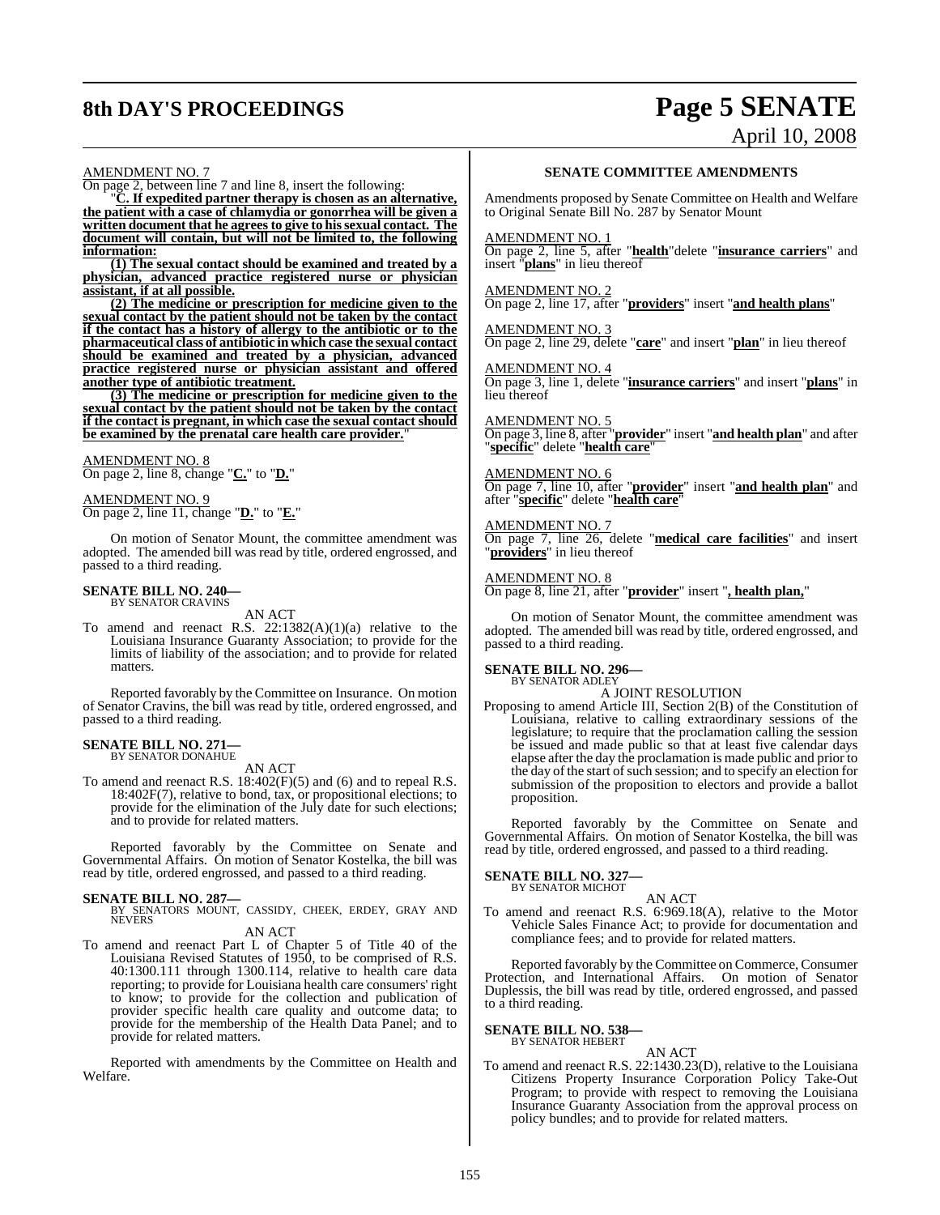AMENDMENT NO. 7

On page 2, between line 7 and line 8, insert the following:

"**C. If expedited partner therapy is chosen as an alternative, the patient with a case of chlamydia or gonorrhea will be given a written document that he agrees to give to his sexual contact. The document will contain, but will not be limited to, the following information:**

**(1) The sexual contact should be examined and treated by a physician, advanced practice registered nurse or physician assistant, if at all possible.**

**(2) The medicine or prescription for medicine given to the sexual contact by the patient should not be taken by the contact if the contact has a history of allergy to the antibiotic or to the pharmaceutical class of antibiotic in which case the sexual contact should be examined and treated by a physician, advanced practice registered nurse or physician assistant and offered another type of antibiotic treatment.**

**(3) The medicine or prescription for medicine given to the sexual contact by the patient should not be taken by the contact if the contact is pregnant, in which case the sexual contact should be examined by the prenatal care health care provider.**"

AMENDMENT NO. 8

On page 2, line 8, change "**C.**" to "**D.**"

AMENDMENT NO. 9

On page 2, line 11, change "**D.**" to "**E.**"

On motion of Senator Mount, the committee amendment was adopted. The amended bill was read by title, ordered engrossed, and passed to a third reading.

**SENATE BILL NO. 240—**
BY SENATOR CRAVINS

AN ACT

To amend and reenact R.S. 22:1382(A)(1)(a) relative to the Louisiana Insurance Guaranty Association; to provide for the limits of liability of the association; and to provide for related matters.

Reported favorably by the Committee on Insurance. On motion of Senator Cravins, the bill was read by title, ordered engrossed, and passed to a third reading.

**SENATE BILL NO. 271—**
BY SENATOR DONAHUE

AN ACT

To amend and reenact R.S. 18:402(F)(5) and (6) and to repeal R.S. 18:402F(7), relative to bond, tax, or propositional elections; to provide for the elimination of the July date for such elections; and to provide for related matters.

Reported favorably by the Committee on Senate and Governmental Affairs. On motion of Senator Kostelka, the bill was read by title, ordered engrossed, and passed to a third reading.

**SENATE BILL NO. 287—**
BY SENATORS MOUNT, CASSIDY, CHEEK, ERDEY, GRAY AND NEVERS

AN ACT

To amend and reenact Part L of Chapter 5 of Title 40 of the Louisiana Revised Statutes of 1950, to be comprised of R.S. 40:1300.111 through 1300.114, relative to health care data reporting; to provide for Louisiana health care consumers' right to know; to provide for the collection and publication of provider specific health care quality and outcome data; to provide for the membership of the Health Data Panel; and to provide for related matters.

Reported with amendments by the Committee on Health and Welfare.

**SENATE COMMITTEE AMENDMENTS**

Amendments proposed by Senate Committee on Health and Welfare to Original Senate Bill No. 287 by Senator Mount

AMENDMENT NO. 1

On page 2, line 5, after "**health**"delete "**insurance carriers**" and insert "**plans**" in lieu thereof

AMENDMENT NO. 2

On page 2, line 17, after "**providers**" insert "**and health plans**"

AMENDMENT NO. 3

On page 2, line 29, delete "**care**" and insert "**plan**" in lieu thereof

AMENDMENT NO. 4

On page 3, line 1, delete "**insurance carriers**" and insert "**plans**" in lieu thereof

AMENDMENT NO. 5

On page 3, line 8, after "**provider**" insert "**and health plan**" and after "**specific**" delete "**health care**"

AMENDMENT NO. 6

On page 7, line 10, after "**provider**" insert "**and health plan**" and after "**specific**" delete "**health care**"

AMENDMENT NO. 7

On page 7, line 26, delete "**medical care facilities**" and insert "**providers**" in lieu thereof

AMENDMENT NO. 8

On page 8, line 21, after "**provider**" insert "**, health plan,**"

On motion of Senator Mount, the committee amendment was adopted. The amended bill was read by title, ordered engrossed, and passed to a third reading.

**SENATE BILL NO. 296—**
BY SENATOR ADLEY

A JOINT RESOLUTION

Proposing to amend Article III, Section 2(B) of the Constitution of Louisiana, relative to calling extraordinary sessions of the legislature; to require that the proclamation calling the session be issued and made public so that at least five calendar days elapse after the day the proclamation is made public and prior to the day of the start of such session; and to specify an election for submission of the proposition to electors and provide a ballot proposition.

Reported favorably by the Committee on Senate and Governmental Affairs. On motion of Senator Kostelka, the bill was read by title, ordered engrossed, and passed to a third reading.

**SENATE BILL NO. 327—**
BY SENATOR MICHOT

AN ACT

To amend and reenact R.S. 6:969.18(A), relative to the Motor Vehicle Sales Finance Act; to provide for documentation and compliance fees; and to provide for related matters.

Reported favorably by the Committee on Commerce, Consumer Protection, and International Affairs. On motion of Senator Duplessis, the bill was read by title, ordered engrossed, and passed to a third reading.

**SENATE BILL NO. 538—**
BY SENATOR HEBERT

AN ACT

To amend and reenact R.S. 22:1430.23(D), relative to the Louisiana Citizens Property Insurance Corporation Policy Take-Out Program; to provide with respect to removing the Louisiana Insurance Guaranty Association from the approval process on policy bundles; and to provide for related matters.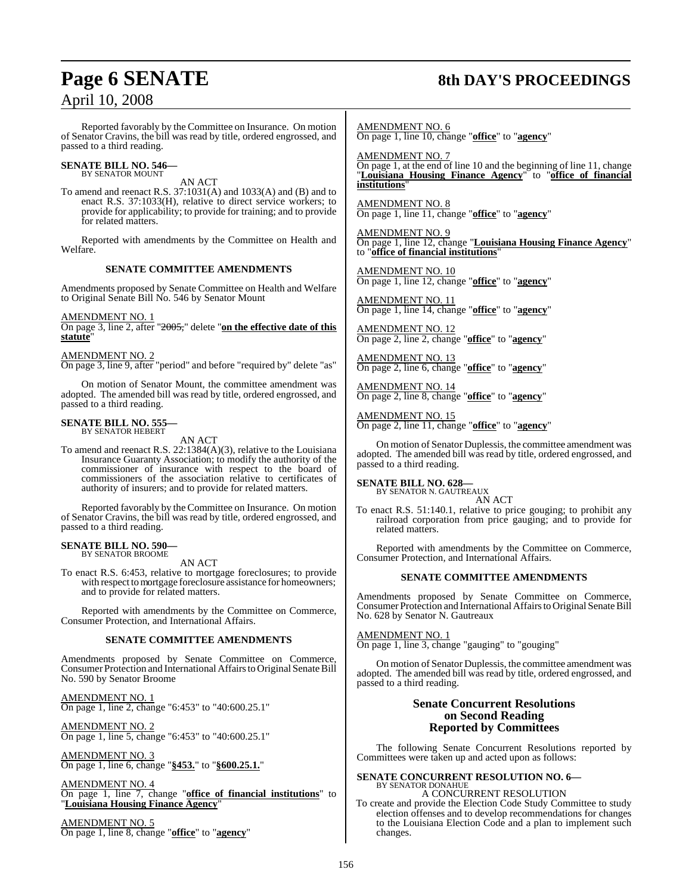Reported favorably by the Committee on Insurance. On motion of Senator Cravins, the bill was read by title, ordered engrossed, and passed to a third reading.

**SENATE BILL NO. 546—**
BY SENATOR MOUNT

AN ACT

To amend and reenact R.S. 37:1031(A) and 1033(A) and (B) and to enact R.S. 37:1033(H), relative to direct service workers; to provide for applicability; to provide for training; and to provide for related matters.

Reported with amendments by the Committee on Health and Welfare.

**SENATE COMMITTEE AMENDMENTS**

Amendments proposed by Senate Committee on Health and Welfare to Original Senate Bill No. 546 by Senator Mount

AMENDMENT NO. 1
On page 3, line 2, after "~~2005,~~" delete "**on the effective date of this statute**"

AMENDMENT NO. 2
On page 3, line 9, after "period" and before "required by" delete "as"

On motion of Senator Mount, the committee amendment was adopted. The amended bill was read by title, ordered engrossed, and passed to a third reading.

**SENATE BILL NO. 555—**
BY SENATOR HEBERT

AN ACT

To amend and reenact R.S. 22:1384(A)(3), relative to the Louisiana Insurance Guaranty Association; to modify the authority of the commissioner of insurance with respect to the board of commissioners of the association relative to certificates of authority of insurers; and to provide for related matters.

Reported favorably by the Committee on Insurance. On motion of Senator Cravins, the bill was read by title, ordered engrossed, and passed to a third reading.

**SENATE BILL NO. 590—**
BY SENATOR BROOME

AN ACT

To enact R.S. 6:453, relative to mortgage foreclosures; to provide with respect to mortgage foreclosure assistance for homeowners; and to provide for related matters.

Reported with amendments by the Committee on Commerce, Consumer Protection, and International Affairs.

**SENATE COMMITTEE AMENDMENTS**

Amendments proposed by Senate Committee on Commerce, Consumer Protection and International Affairs to Original Senate Bill No. 590 by Senator Broome

AMENDMENT NO. 1
On page 1, line 2, change "6:453" to "40:600.25.1"

AMENDMENT NO. 2
On page 1, line 5, change "6:453" to "40:600.25.1"

AMENDMENT NO. 3
On page 1, line 6, change "**§453.**" to "**§600.25.1.**"

AMENDMENT NO. 4
On page 1, line 7, change "**office of financial institutions**" to "**Louisiana Housing Finance Agency**"

AMENDMENT NO. 5
On page 1, line 8, change "**office**" to "**agency**"

AMENDMENT NO. 6
On page 1, line 10, change "**office**" to "**agency**"

AMENDMENT NO. 7
On page 1, at the end of line 10 and the beginning of line 11, change "**Louisiana Housing Finance Agency**" to "**office of financial institutions**"

AMENDMENT NO. 8
On page 1, line 11, change "**office**" to "**agency**"

AMENDMENT NO. 9
On page 1, line 12, change "**Louisiana Housing Finance Agency**" to "**office of financial institutions**"

AMENDMENT NO. 10
On page 1, line 12, change "**office**" to "**agency**"

AMENDMENT NO. 11
On page 1, line 14, change "**office**" to "**agency**"

AMENDMENT NO. 12
On page 2, line 2, change "**office**" to "**agency**"

AMENDMENT NO. 13
On page 2, line 6, change "**office**" to "**agency**"

AMENDMENT NO. 14
On page 2, line 8, change "**office**" to "**agency**"

AMENDMENT NO. 15
On page 2, line 11, change "**office**" to "**agency**"

On motion of Senator Duplessis, the committee amendment was adopted. The amended bill was read by title, ordered engrossed, and passed to a third reading.

**SENATE BILL NO. 628—**
BY SENATOR N. GAUTREAUX

AN ACT

To enact R.S. 51:140.1, relative to price gouging; to prohibit any railroad corporation from price gauging; and to provide for related matters.

Reported with amendments by the Committee on Commerce, Consumer Protection, and International Affairs.

**SENATE COMMITTEE AMENDMENTS**

Amendments proposed by Senate Committee on Commerce, Consumer Protection and International Affairs to Original Senate Bill No. 628 by Senator N. Gautreaux

AMENDMENT NO. 1
On page 1, line 3, change "gauging" to "gouging"

On motion of Senator Duplessis, the committee amendment was adopted. The amended bill was read by title, ordered engrossed, and passed to a third reading.

## Senate Concurrent Resolutions on Second Reading Reported by Committees

The following Senate Concurrent Resolutions reported by Committees were taken up and acted upon as follows:

**SENATE CONCURRENT RESOLUTION NO. 6—**
BY SENATOR DONAHUE

A CONCURRENT RESOLUTION

To create and provide the Election Code Study Committee to study election offenses and to develop recommendations for changes to the Louisiana Election Code and a plan to implement such changes.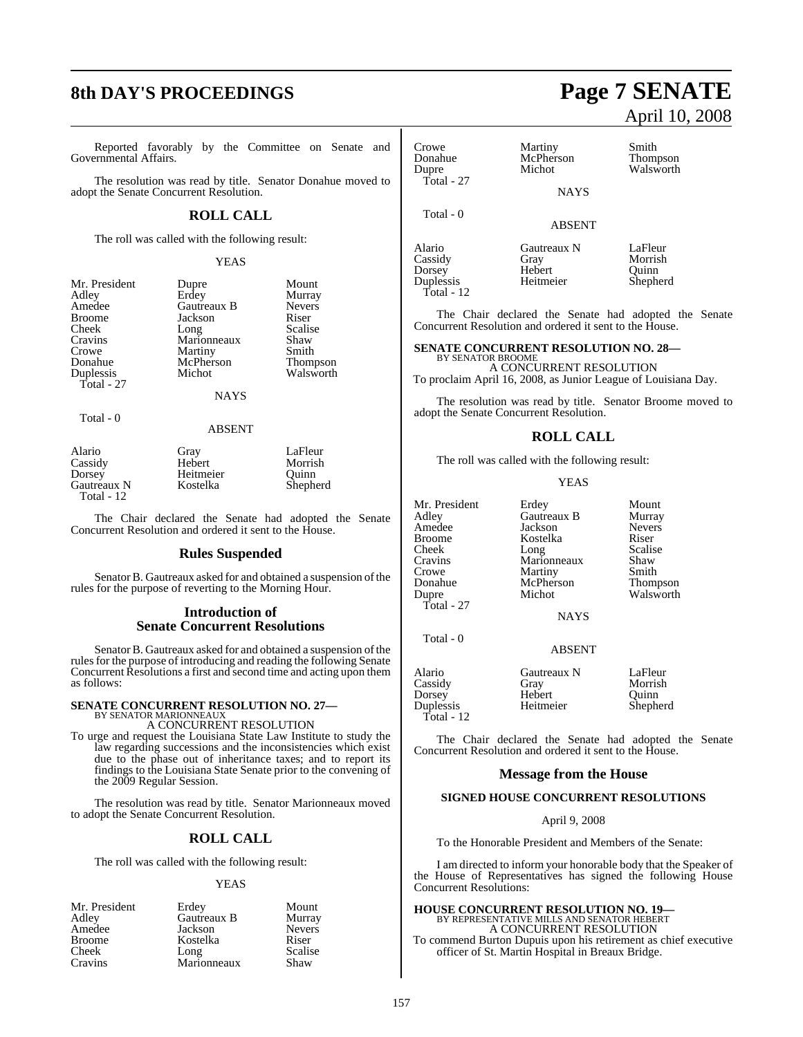Reported favorably by the Committee on Senate and Governmental Affairs.

The resolution was read by title. Senator Donahue moved to adopt the Senate Concurrent Resolution.

## ROLL CALL

The roll was called with the following result:

YEAS

| | | |
|---|---|---|
| Mr. President | Dupre | Mount |
| Adley | Erdey | Murray |
| Amedee | Gautreaux B | Nevers |
| Broome | Jackson | Riser |
| Cheek | Long | Scalise |
| Cravins | Marionneaux | Shaw |
| Crowe | Martiny | Smith |
| Donahue | McPherson | Thompson |
| Duplessis | Michot | Walsworth |
| Total - 27 | | |

NAYS

Total - 0

ABSENT

| | | |
|---|---|---|
| Alario | Gray | LaFleur |
| Cassidy | Hebert | Morrish |
| Dorsey | Heitmeier | Quinn |
| Gautreaux N | Kostelka | Shepherd |
| Total - 12 | | |

The Chair declared the Senate had adopted the Senate Concurrent Resolution and ordered it sent to the House.

## Rules Suspended

Senator B. Gautreaux asked for and obtained a suspension of the rules for the purpose of reverting to the Morning Hour.

## Introduction of Senate Concurrent Resolutions

Senator B. Gautreaux asked for and obtained a suspension of the rules for the purpose of introducing and reading the following Senate Concurrent Resolutions a first and second time and acting upon them as follows:

**SENATE CONCURRENT RESOLUTION NO. 27—**
BY SENATOR MARIONNEAUX
A CONCURRENT RESOLUTION

To urge and request the Louisiana State Law Institute to study the law regarding successions and the inconsistencies which exist due to the phase out of inheritance taxes; and to report its findings to the Louisiana State Senate prior to the convening of the 2009 Regular Session.

The resolution was read by title. Senator Marionneaux moved to adopt the Senate Concurrent Resolution.

## ROLL CALL

The roll was called with the following result:

YEAS

| | | |
|---|---|---|
| Mr. President | Erdey | Mount |
| Adley | Gautreaux B | Murray |
| Amedee | Jackson | Nevers |
| Broome | Kostelka | Riser |
| Cheek | Long | Scalise |
| Cravins | Marionneaux | Shaw |
| Crowe | Martiny | Smith |
| Donahue | McPherson | Thompson |
| Dupre | Michot | Walsworth |
| Total - 27 | | |

NAYS

Total - 0

ABSENT

| | | |
|---|---|---|
| Alario | Gautreaux N | LaFleur |
| Cassidy | Gray | Morrish |
| Dorsey | Hebert | Quinn |
| Duplessis | Heitmeier | Shepherd |
| Total - 12 | | |

The Chair declared the Senate had adopted the Senate Concurrent Resolution and ordered it sent to the House.

**SENATE CONCURRENT RESOLUTION NO. 28—**
BY SENATOR BROOME
A CONCURRENT RESOLUTION

To proclaim April 16, 2008, as Junior League of Louisiana Day.

The resolution was read by title. Senator Broome moved to adopt the Senate Concurrent Resolution.

## ROLL CALL

The roll was called with the following result:

YEAS

| | | |
|---|---|---|
| Mr. President | Erdey | Mount |
| Adley | Gautreaux B | Murray |
| Amedee | Jackson | Nevers |
| Broome | Kostelka | Riser |
| Cheek | Long | Scalise |
| Cravins | Marionneaux | Shaw |
| Crowe | Martiny | Smith |
| Donahue | McPherson | Thompson |
| Dupre | Michot | Walsworth |
| Total - 27 | | |

NAYS

Total - 0

ABSENT

| | | |
|---|---|---|
| Alario | Gautreaux N | LaFleur |
| Cassidy | Gray | Morrish |
| Dorsey | Hebert | Quinn |
| Duplessis | Heitmeier | Shepherd |
| Total - 12 | | |

The Chair declared the Senate had adopted the Senate Concurrent Resolution and ordered it sent to the House.

## Message from the House

### SIGNED HOUSE CONCURRENT RESOLUTIONS

April 9, 2008

To the Honorable President and Members of the Senate:

I am directed to inform your honorable body that the Speaker of the House of Representatives has signed the following House Concurrent Resolutions:

**HOUSE CONCURRENT RESOLUTION NO. 19—**
BY REPRESENTATIVE MILLS AND SENATOR HEBERT
A CONCURRENT RESOLUTION

To commend Burton Dupuis upon his retirement as chief executive officer of St. Martin Hospital in Breaux Bridge.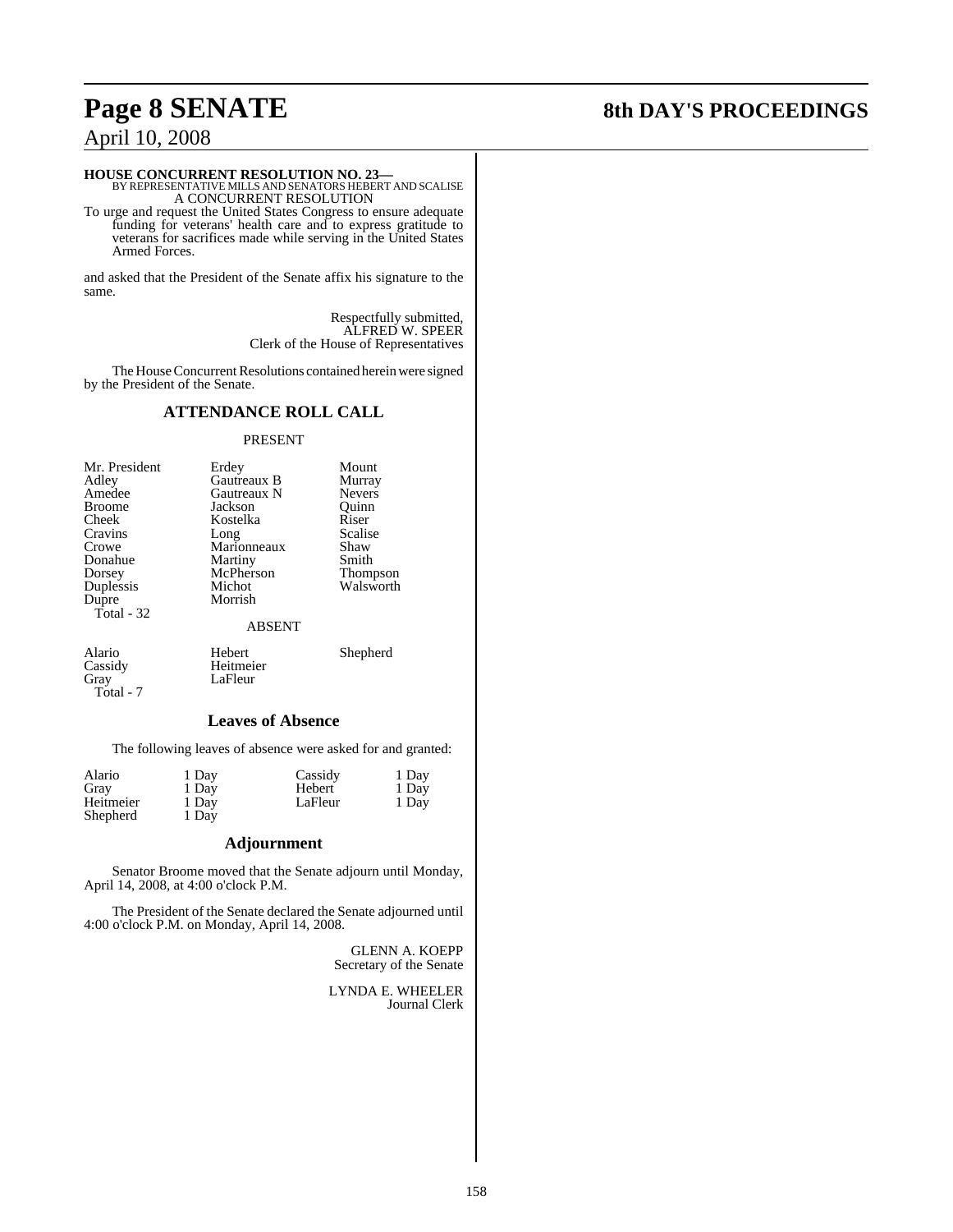**HOUSE CONCURRENT RESOLUTION NO. 23—**
BY REPRESENTATIVE MILLS AND SENATORS HEBERT AND SCALISE
A CONCURRENT RESOLUTION

To urge and request the United States Congress to ensure adequate funding for veterans' health care and to express gratitude to veterans for sacrifices made while serving in the United States Armed Forces.

and asked that the President of the Senate affix his signature to the same.

Respectfully submitted,
ALFRED W. SPEER
Clerk of the House of Representatives

The House Concurrent Resolutions contained herein were signed by the President of the Senate.

## ATTENDANCE ROLL CALL

PRESENT

| | | |
|---|---|---|
| Mr. President | Erdey | Mount |
| Adley | Gautreaux B | Murray |
| Amedee | Gautreaux N | Nevers |
| Broome | Jackson | Quinn |
| Cheek | Kostelka | Riser |
| Cravins | Long | Scalise |
| Crowe | Marionneaux | Shaw |
| Donahue | Martiny | Smith |
| Dorsey | McPherson | Thompson |
| Duplessis | Michot | Walsworth |
| Dupre | Morrish | |

Total - 32

ABSENT

| | | |
|---|---|---|
| Alario | Hebert | Shepherd |
| Cassidy | Heitmeier | |
| Gray | LaFleur | |

Total - 7

## Leaves of Absence

The following leaves of absence were asked for and granted:

| | | | |
|---|---|---|---|
| Alario | 1 Day | Cassidy | 1 Day |
| Gray | 1 Day | Hebert | 1 Day |
| Heitmeier | 1 Day | LaFleur | 1 Day |
| Shepherd | 1 Day | | |

## Adjournment

Senator Broome moved that the Senate adjourn until Monday, April 14, 2008, at 4:00 o'clock P.M.

The President of the Senate declared the Senate adjourned until 4:00 o'clock P.M. on Monday, April 14, 2008.

GLENN A. KOEPP
Secretary of the Senate

LYNDA E. WHEELER
Journal Clerk